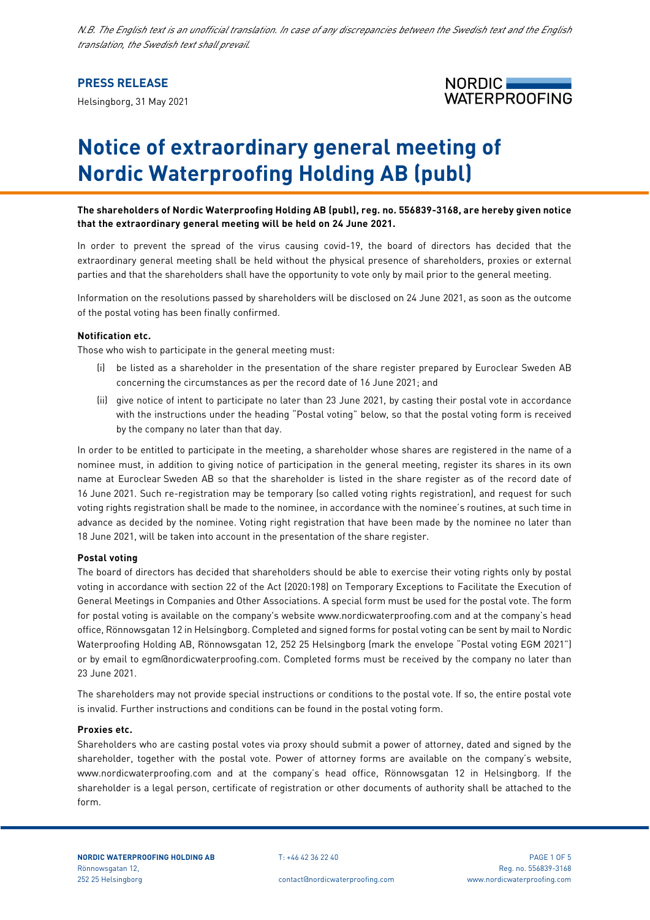*N.B. The English text is an unofficial translation. In case of any discrepancies between the Swedish text and the English translation, the Swedish text shall prevail.*

**PRESS RELEASE**

Helsingborg, 31 May 2021

# Notice of extraordinary general meeting of Nordic Waterproofing Holding AB (publ)

**The shareholders of Nordic Waterproofing Holding AB (publ), reg. no. 556839-3168, are hereby given notice that the extraordinary general meeting will be held on 24 June 2021.**

In order to prevent the spread of the virus causing covid-19, the board of directors has decided that the extraordinary general meeting shall be held without the physical presence of shareholders, proxies or external parties and that the shareholders shall have the opportunity to vote only by mail prior to the general meeting.

Information on the resolutions passed by shareholders will be disclosed on 24 June 2021, as soon as the outcome of the postal voting has been finally confirmed.

**Notification etc.**

Those who wish to participate in the general meeting must:

(i) be listed as a shareholder in the presentation of the share register prepared by Euroclear Sweden AB concerning the circumstances as per the record date of 16 June 2021; and

(ii) give notice of intent to participate no later than 23 June 2021, by casting their postal vote in accordance with the instructions under the heading "Postal voting" below, so that the postal voting form is received by the company no later than that day.

In order to be entitled to participate in the meeting, a shareholder whose shares are registered in the name of a nominee must, in addition to giving notice of participation in the general meeting, register its shares in its own name at Euroclear Sweden AB so that the shareholder is listed in the share register as of the record date of 16 June 2021. Such re-registration may be temporary (so called voting rights registration), and request for such voting rights registration shall be made to the nominee, in accordance with the nominee's routines, at such time in advance as decided by the nominee. Voting right registration that have been made by the nominee no later than 18 June 2021, will be taken into account in the presentation of the share register.

**Postal voting**

The board of directors has decided that shareholders should be able to exercise their voting rights only by postal voting in accordance with section 22 of the Act (2020:198) on Temporary Exceptions to Facilitate the Execution of General Meetings in Companies and Other Associations. A special form must be used for the postal vote. The form for postal voting is available on the company's website www.nordicwaterproofing.com and at the company's head office, Rönnowsgatan 12 in Helsingborg. Completed and signed forms for postal voting can be sent by mail to Nordic Waterproofing Holding AB, Rönnowsgatan 12, 252 25 Helsingborg (mark the envelope "Postal voting EGM 2021") or by email to egm@nordicwaterproofing.com. Completed forms must be received by the company no later than 23 June 2021.

The shareholders may not provide special instructions or conditions to the postal vote. If so, the entire postal vote is invalid. Further instructions and conditions can be found in the postal voting form.

**Proxies etc.**

Shareholders who are casting postal votes via proxy should submit a power of attorney, dated and signed by the shareholder, together with the postal vote. Power of attorney forms are available on the company's website, www.nordicwaterproofing.com and at the company's head office, Rönnowsgatan 12 in Helsingborg. If the shareholder is a legal person, certificate of registration or other documents of authority shall be attached to the form.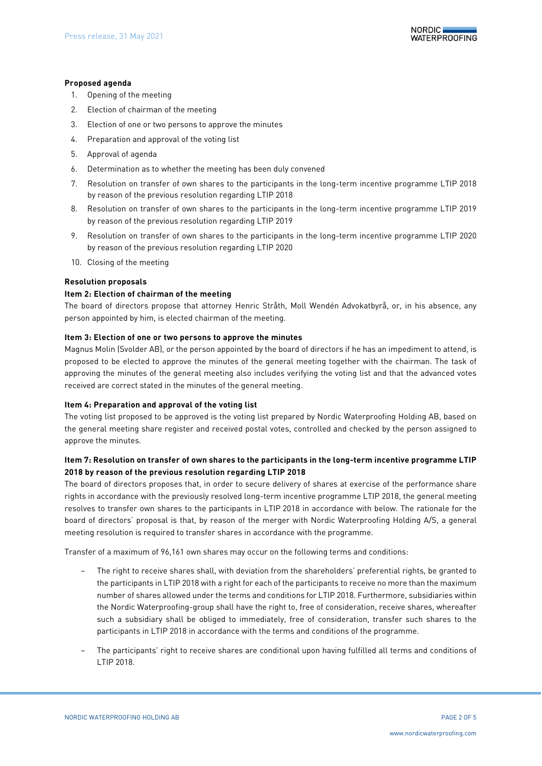**Proposed agenda**

1. Opening of the meeting
2. Election of chairman of the meeting
3. Election of one or two persons to approve the minutes
4. Preparation and approval of the voting list
5. Approval of agenda
6. Determination as to whether the meeting has been duly convened
7. Resolution on transfer of own shares to the participants in the long-term incentive programme LTIP 2018 by reason of the previous resolution regarding LTIP 2018
8. Resolution on transfer of own shares to the participants in the long-term incentive programme LTIP 2019 by reason of the previous resolution regarding LTIP 2019
9. Resolution on transfer of own shares to the participants in the long-term incentive programme LTIP 2020 by reason of the previous resolution regarding LTIP 2020
10. Closing of the meeting

**Resolution proposals**

**Item 2: Election of chairman of the meeting**

The board of directors propose that attorney Henric Stråth, Moll Wendén Advokatbyrå, or, in his absence, any person appointed by him, is elected chairman of the meeting.

**Item 3: Election of one or two persons to approve the minutes**

Magnus Molin (Svolder AB), or the person appointed by the board of directors if he has an impediment to attend, is proposed to be elected to approve the minutes of the general meeting together with the chairman. The task of approving the minutes of the general meeting also includes verifying the voting list and that the advanced votes received are correct stated in the minutes of the general meeting.

**Item 4: Preparation and approval of the voting list**

The voting list proposed to be approved is the voting list prepared by Nordic Waterproofing Holding AB, based on the general meeting share register and received postal votes, controlled and checked by the person assigned to approve the minutes.

**Item 7: Resolution on transfer of own shares to the participants in the long-term incentive programme LTIP 2018 by reason of the previous resolution regarding LTIP 2018**

The board of directors proposes that, in order to secure delivery of shares at exercise of the performance share rights in accordance with the previously resolved long-term incentive programme LTIP 2018, the general meeting resolves to transfer own shares to the participants in LTIP 2018 in accordance with below. The rationale for the board of directors' proposal is that, by reason of the merger with Nordic Waterproofing Holding A/S, a general meeting resolution is required to transfer shares in accordance with the programme.

Transfer of a maximum of 96,161 own shares may occur on the following terms and conditions:

- The right to receive shares shall, with deviation from the shareholders' preferential rights, be granted to the participants in LTIP 2018 with a right for each of the participants to receive no more than the maximum number of shares allowed under the terms and conditions for LTIP 2018. Furthermore, subsidiaries within the Nordic Waterproofing-group shall have the right to, free of consideration, receive shares, whereafter such a subsidiary shall be obliged to immediately, free of consideration, transfer such shares to the participants in LTIP 2018 in accordance with the terms and conditions of the programme.
- The participants' right to receive shares are conditional upon having fulfilled all terms and conditions of LTIP 2018.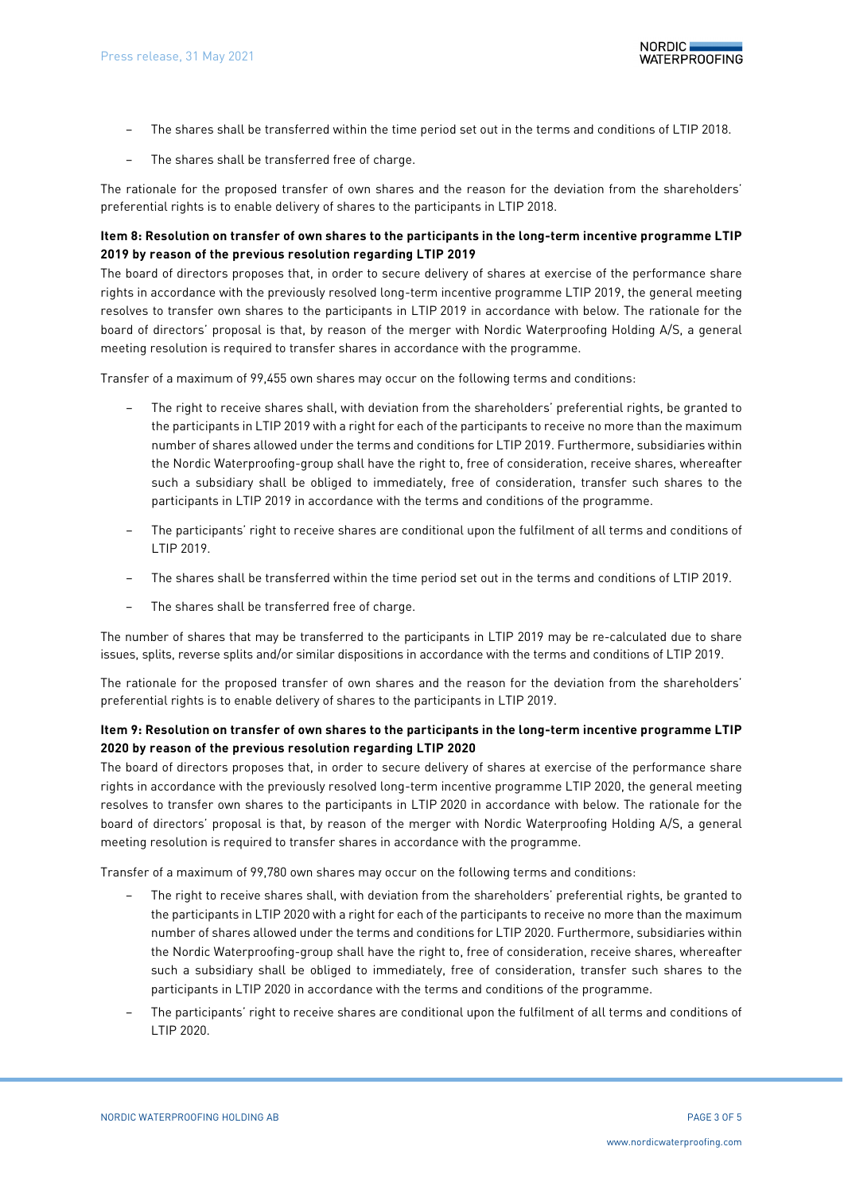- The shares shall be transferred within the time period set out in the terms and conditions of LTIP 2018.
- The shares shall be transferred free of charge.

The rationale for the proposed transfer of own shares and the reason for the deviation from the shareholders' preferential rights is to enable delivery of shares to the participants in LTIP 2018.

**Item 8: Resolution on transfer of own shares to the participants in the long-term incentive programme LTIP 2019 by reason of the previous resolution regarding LTIP 2019**

The board of directors proposes that, in order to secure delivery of shares at exercise of the performance share rights in accordance with the previously resolved long-term incentive programme LTIP 2019, the general meeting resolves to transfer own shares to the participants in LTIP 2019 in accordance with below. The rationale for the board of directors' proposal is that, by reason of the merger with Nordic Waterproofing Holding A/S, a general meeting resolution is required to transfer shares in accordance with the programme.

Transfer of a maximum of 99,455 own shares may occur on the following terms and conditions:

- The right to receive shares shall, with deviation from the shareholders' preferential rights, be granted to the participants in LTIP 2019 with a right for each of the participants to receive no more than the maximum number of shares allowed under the terms and conditions for LTIP 2019. Furthermore, subsidiaries within the Nordic Waterproofing-group shall have the right to, free of consideration, receive shares, whereafter such a subsidiary shall be obliged to immediately, free of consideration, transfer such shares to the participants in LTIP 2019 in accordance with the terms and conditions of the programme.
- The participants' right to receive shares are conditional upon the fulfilment of all terms and conditions of LTIP 2019.
- The shares shall be transferred within the time period set out in the terms and conditions of LTIP 2019.
- The shares shall be transferred free of charge.

The number of shares that may be transferred to the participants in LTIP 2019 may be re-calculated due to share issues, splits, reverse splits and/or similar dispositions in accordance with the terms and conditions of LTIP 2019.

The rationale for the proposed transfer of own shares and the reason for the deviation from the shareholders' preferential rights is to enable delivery of shares to the participants in LTIP 2019.

**Item 9: Resolution on transfer of own shares to the participants in the long-term incentive programme LTIP 2020 by reason of the previous resolution regarding LTIP 2020**

The board of directors proposes that, in order to secure delivery of shares at exercise of the performance share rights in accordance with the previously resolved long-term incentive programme LTIP 2020, the general meeting resolves to transfer own shares to the participants in LTIP 2020 in accordance with below. The rationale for the board of directors' proposal is that, by reason of the merger with Nordic Waterproofing Holding A/S, a general meeting resolution is required to transfer shares in accordance with the programme.

Transfer of a maximum of 99,780 own shares may occur on the following terms and conditions:

- The right to receive shares shall, with deviation from the shareholders' preferential rights, be granted to the participants in LTIP 2020 with a right for each of the participants to receive no more than the maximum number of shares allowed under the terms and conditions for LTIP 2020. Furthermore, subsidiaries within the Nordic Waterproofing-group shall have the right to, free of consideration, receive shares, whereafter such a subsidiary shall be obliged to immediately, free of consideration, transfer such shares to the participants in LTIP 2020 in accordance with the terms and conditions of the programme.
- The participants' right to receive shares are conditional upon the fulfilment of all terms and conditions of LTIP 2020.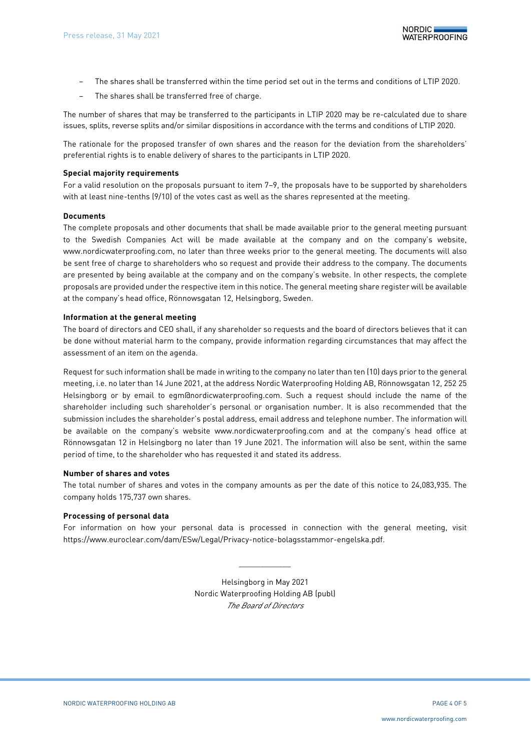- The shares shall be transferred within the time period set out in the terms and conditions of LTIP 2020.
- The shares shall be transferred free of charge.

The number of shares that may be transferred to the participants in LTIP 2020 may be re-calculated due to share issues, splits, reverse splits and/or similar dispositions in accordance with the terms and conditions of LTIP 2020.

The rationale for the proposed transfer of own shares and the reason for the deviation from the shareholders' preferential rights is to enable delivery of shares to the participants in LTIP 2020.

**Special majority requirements**

For a valid resolution on the proposals pursuant to item 7–9, the proposals have to be supported by shareholders with at least nine-tenths (9/10) of the votes cast as well as the shares represented at the meeting.

**Documents**

The complete proposals and other documents that shall be made available prior to the general meeting pursuant to the Swedish Companies Act will be made available at the company and on the company's website, www.nordicwaterproofing.com, no later than three weeks prior to the general meeting. The documents will also be sent free of charge to shareholders who so request and provide their address to the company. The documents are presented by being available at the company and on the company's website. In other respects, the complete proposals are provided under the respective item in this notice. The general meeting share register will be available at the company's head office, Rönnowsgatan 12, Helsingborg, Sweden.

**Information at the general meeting**

The board of directors and CEO shall, if any shareholder so requests and the board of directors believes that it can be done without material harm to the company, provide information regarding circumstances that may affect the assessment of an item on the agenda.

Request for such information shall be made in writing to the company no later than ten (10) days prior to the general meeting, i.e. no later than 14 June 2021, at the address Nordic Waterproofing Holding AB, Rönnowsgatan 12, 252 25 Helsingborg or by email to egm@nordicwaterproofing.com. Such a request should include the name of the shareholder including such shareholder's personal or organisation number. It is also recommended that the submission includes the shareholder's postal address, email address and telephone number. The information will be available on the company's website www.nordicwaterproofing.com and at the company's head office at Rönnowsgatan 12 in Helsingborg no later than 19 June 2021. The information will also be sent, within the same period of time, to the shareholder who has requested it and stated its address.

**Number of shares and votes**

The total number of shares and votes in the company amounts as per the date of this notice to 24,083,935. The company holds 175,737 own shares.

**Processing of personal data**

For information on how your personal data is processed in connection with the general meeting, visit https://www.euroclear.com/dam/ESw/Legal/Privacy-notice-bolagsstammor-engelska.pdf.

\_\_\_\_\_\_\_\_\_\_\_\_

Helsingborg in May 2021
Nordic Waterproofing Holding AB (publ)
*The Board of Directors*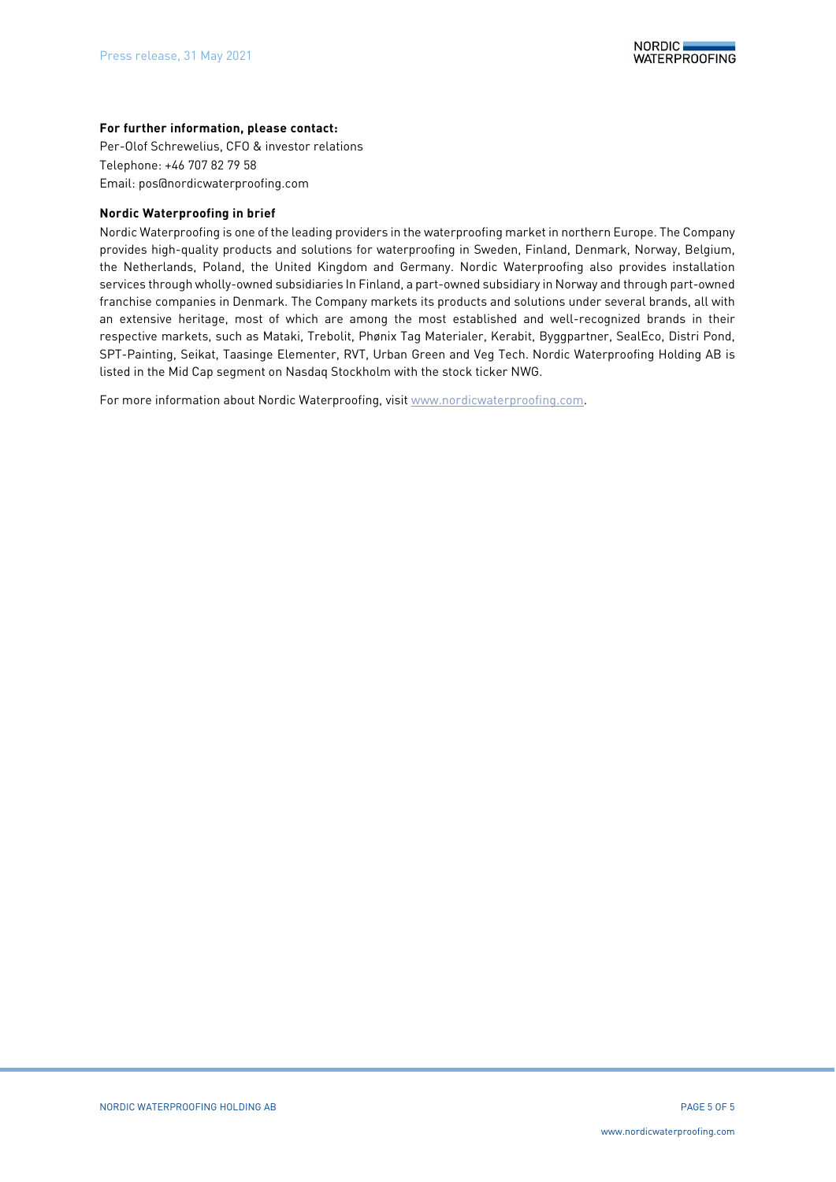**For further information, please contact:**
Per-Olof Schrewelius, CFO & investor relations
Telephone: +46 707 82 79 58
Email: pos@nordicwaterproofing.com

**Nordic Waterproofing in brief**

Nordic Waterproofing is one of the leading providers in the waterproofing market in northern Europe. The Company provides high-quality products and solutions for waterproofing in Sweden, Finland, Denmark, Norway, Belgium, the Netherlands, Poland, the United Kingdom and Germany. Nordic Waterproofing also provides installation services through wholly-owned subsidiaries In Finland, a part-owned subsidiary in Norway and through part-owned franchise companies in Denmark. The Company markets its products and solutions under several brands, all with an extensive heritage, most of which are among the most established and well-recognized brands in their respective markets, such as Mataki, Trebolit, Phønix Tag Materialer, Kerabit, Byggpartner, SealEco, Distri Pond, SPT-Painting, Seikat, Taasinge Elementer, RVT, Urban Green and Veg Tech. Nordic Waterproofing Holding AB is listed in the Mid Cap segment on Nasdaq Stockholm with the stock ticker NWG.

For more information about Nordic Waterproofing, visit www.nordicwaterproofing.com.